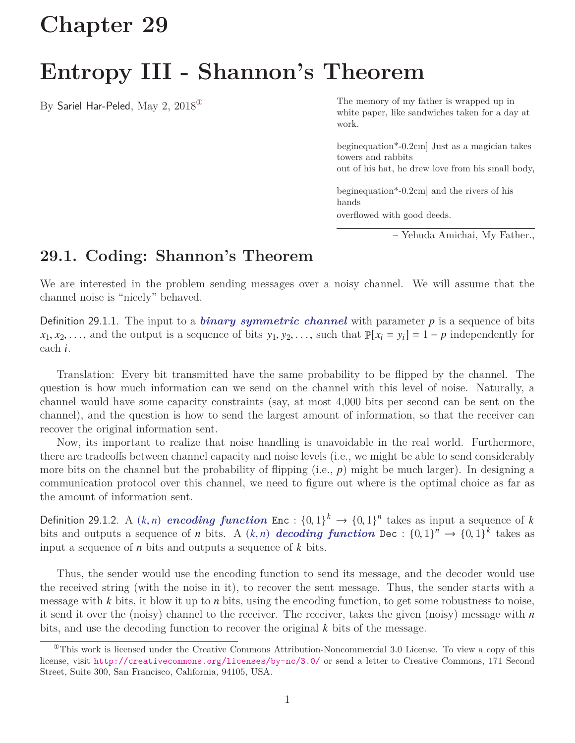# Chapter 29

# Entropy III - Shannon's Theorem

By Sariel Har-Peled, May 2, 2018[1]

> The memory of my father is wrapped up in white paper, like sandwiches taken for a day at work.
>
> beginequation*-0.2cm] Just as a magician takes towers and rabbits
> out of his hat, he drew love from his small body,
>
> beginequation*-0.2cm] and the rivers of his hands
> overflowed with good deeds.
>
> – Yehuda Amichai, My Father.,

## 29.1. Coding: Shannon's Theorem

We are interested in the problem sending messages over a noisy channel. We will assume that the channel noise is "nicely" behaved.

Definition 29.1.1. The input to a ***binary symmetric channel*** with parameter $p$ is a sequence of bits $x_1, x_2, \ldots$, and the output is a sequence of bits $y_1, y_2, \ldots$, such that $\mathbb{P}[x_i = y_i] = 1 - p$ independently for each $i$.

Translation: Every bit transmitted have the same probability to be flipped by the channel. The question is how much information can we send on the channel with this level of noise. Naturally, a channel would have some capacity constraints (say, at most 4,000 bits per second can be sent on the channel), and the question is how to send the largest amount of information, so that the receiver can recover the original information sent.

Now, its important to realize that noise handling is unavoidable in the real world. Furthermore, there are tradeoffs between channel capacity and noise levels (i.e., we might be able to send considerably more bits on the channel but the probability of flipping (i.e., $p$) might be much larger). In designing a communication protocol over this channel, we need to figure out where is the optimal choice as far as the amount of information sent.

Definition 29.1.2. A $(k, n)$ ***encoding function*** $\texttt{Enc} : \{0,1\}^k \rightarrow \{0,1\}^n$ takes as input a sequence of $k$ bits and outputs a sequence of $n$ bits. A $(k, n)$ ***decoding function*** $\texttt{Dec} : \{0,1\}^n \rightarrow \{0,1\}^k$ takes as input a sequence of $n$ bits and outputs a sequence of $k$ bits.

Thus, the sender would use the encoding function to send its message, and the decoder would use the received string (with the noise in it), to recover the sent message. Thus, the sender starts with a message with $k$ bits, it blow it up to $n$ bits, using the encoding function, to get some robustness to noise, it send it over the (noisy) channel to the receiver. The receiver, takes the given (noisy) message with $n$ bits, and use the decoding function to recover the original $k$ bits of the message.

[1] This work is licensed under the Creative Commons Attribution-Noncommercial 3.0 License. To view a copy of this license, visit http://creativecommons.org/licenses/by-nc/3.0/ or send a letter to Creative Commons, 171 Second Street, Suite 300, San Francisco, California, 94105, USA.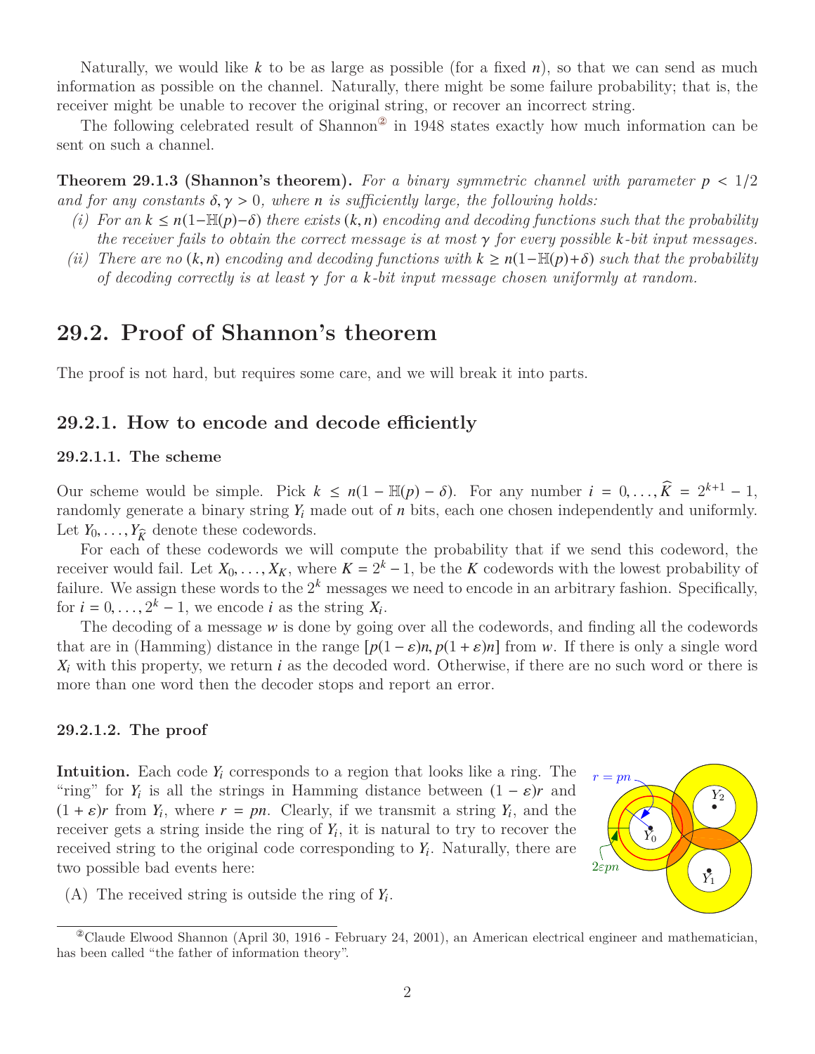Naturally, we would like $k$ to be as large as possible (for a fixed $n$), so that we can send as much information as possible on the channel. Naturally, there might be some failure probability; that is, the receiver might be unable to recover the original string, or recover an incorrect string.

The following celebrated result of Shannon[②] in 1948 states exactly how much information can be sent on such a channel.

**Theorem 29.1.3 (Shannon's theorem).** *For a binary symmetric channel with parameter $p < 1/2$ and for any constants $\delta, \gamma > 0$, where $n$ is sufficiently large, the following holds:*

*(i) For an $k \leq n(1-\mathbb{H}(p)-\delta)$ there exists $(k, n)$ encoding and decoding functions such that the probability the receiver fails to obtain the correct message is at most $\gamma$ for every possible $k$-bit input messages.*

*(ii) There are no $(k, n)$ encoding and decoding functions with $k \geq n(1-\mathbb{H}(p)+\delta)$ such that the probability of decoding correctly is at least $\gamma$ for a $k$-bit input message chosen uniformly at random.*

## 29.2. Proof of Shannon's theorem

The proof is not hard, but requires some care, and we will break it into parts.

### 29.2.1. How to encode and decode efficiently

#### 29.2.1.1. The scheme

Our scheme would be simple. Pick $k \leq n(1 - \mathbb{H}(p) - \delta)$. For any number $i = 0, \ldots, \widehat{K} = 2^{k+1} - 1$, randomly generate a binary string $Y_i$ made out of $n$ bits, each one chosen independently and uniformly. Let $Y_0, \ldots, Y_{\widehat{K}}$ denote these codewords.

For each of these codewords we will compute the probability that if we send this codeword, the receiver would fail. Let $X_0, \ldots, X_K$, where $K = 2^k - 1$, be the $K$ codewords with the lowest probability of failure. We assign these words to the $2^k$ messages we need to encode in an arbitrary fashion. Specifically, for $i = 0, \ldots, 2^k - 1$, we encode $i$ as the string $X_i$.

The decoding of a message $w$ is done by going over all the codewords, and finding all the codewords that are in (Hamming) distance in the range $[p(1-\varepsilon)n, p(1+\varepsilon)n]$ from $w$. If there is only a single word $X_i$ with this property, we return $i$ as the decoded word. Otherwise, if there are no such word or there is more than one word then the decoder stops and report an error.

#### 29.2.1.2. The proof

**Intuition.** Each code $Y_i$ corresponds to a region that looks like a ring. The "ring" for $Y_i$ is all the strings in Hamming distance between $(1-\varepsilon)r$ and $(1+\varepsilon)r$ from $Y_i$, where $r = pn$. Clearly, if we transmit a string $Y_i$, and the receiver gets a string inside the ring of $Y_i$, it is natural to try to recover the received string to the original code corresponding to $Y_i$. Naturally, there are two possible bad events here:

(A) The received string is outside the ring of $Y_i$.

[②] Claude Elwood Shannon (April 30, 1916 - February 24, 2001), an American electrical engineer and mathematician, has been called "the father of information theory".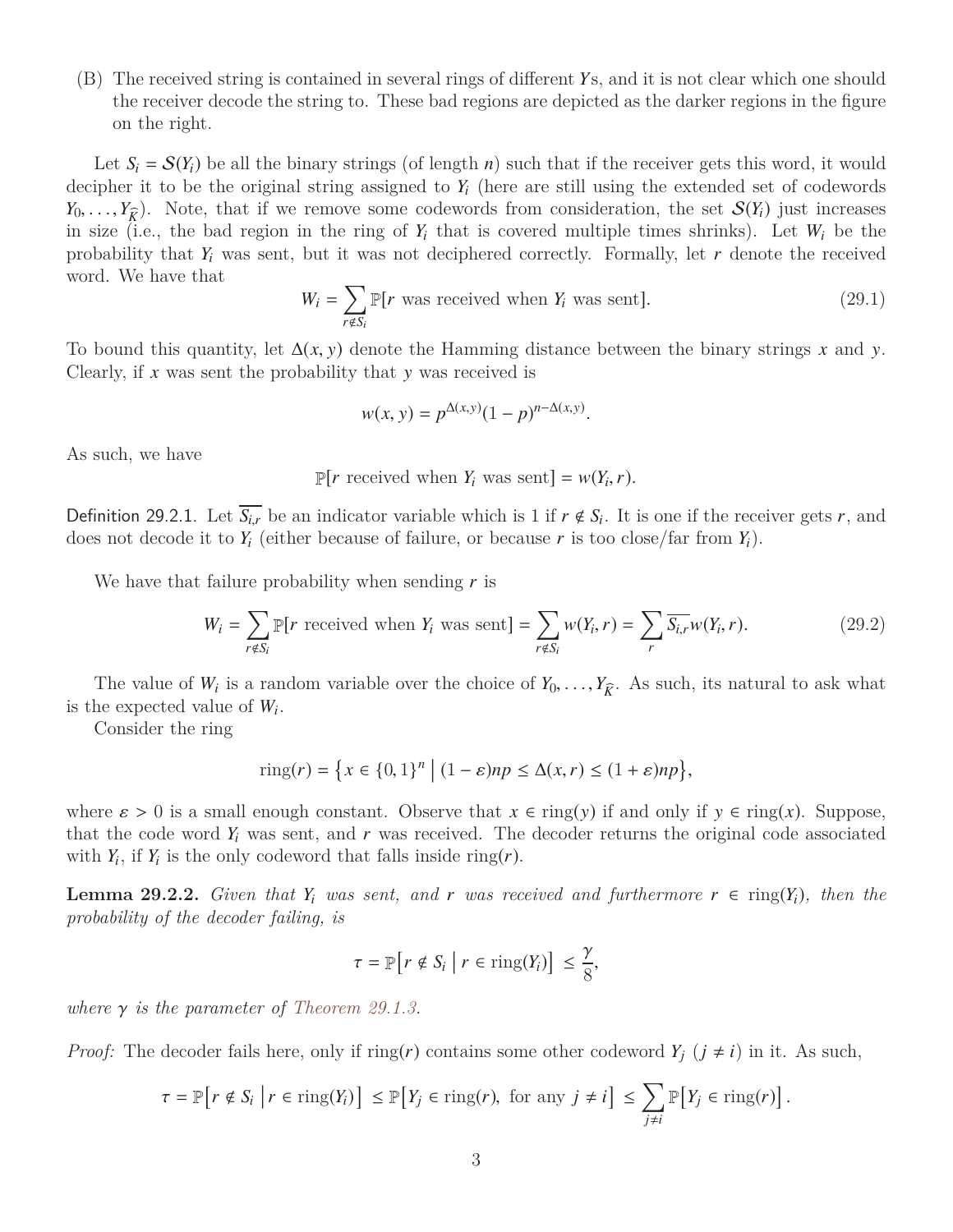(B) The received string is contained in several rings of different $Y$s, and it is not clear which one should the receiver decode the string to. These bad regions are depicted as the darker regions in the figure on the right.

Let $S_i = \mathcal{S}(Y_i)$ be all the binary strings (of length $n$) such that if the receiver gets this word, it would decipher it to be the original string assigned to $Y_i$ (here are still using the extended set of codewords $Y_0, \ldots, Y_{\widehat{K}}$). Note, that if we remove some codewords from consideration, the set $\mathcal{S}(Y_i)$ just increases in size (i.e., the bad region in the ring of $Y_i$ that is covered multiple times shrinks). Let $W_i$ be the probability that $Y_i$ was sent, but it was not deciphered correctly. Formally, let $r$ denote the received word. We have that

$$W_i = \sum_{r \notin S_i} \mathbb{P}[r \text{ was received when } Y_i \text{ was sent}]. \tag{29.1}$$

To bound this quantity, let $\Delta(x, y)$ denote the Hamming distance between the binary strings $x$ and $y$. Clearly, if $x$ was sent the probability that $y$ was received is

$$w(x, y) = p^{\Delta(x,y)}(1 - p)^{n - \Delta(x,y)}.$$

As such, we have

$$\mathbb{P}[r \text{ received when } Y_i \text{ was sent}] = w(Y_i, r).$$

Definition 29.2.1. Let $\overline{S_{i,r}}$ be an indicator variable which is 1 if $r \notin S_i$. It is one if the receiver gets $r$, and does not decode it to $Y_i$ (either because of failure, or because $r$ is too close/far from $Y_i$).

We have that failure probability when sending $r$ is

$$W_i = \sum_{r \notin S_i} \mathbb{P}[r \text{ received when } Y_i \text{ was sent}] = \sum_{r \notin S_i} w(Y_i, r) = \sum_{r} \overline{S_{i,r}} w(Y_i, r). \tag{29.2}$$

The value of $W_i$ is a random variable over the choice of $Y_0, \ldots, Y_{\widehat{K}}$. As such, its natural to ask what is the expected value of $W_i$.

Consider the ring

$$\text{ring}(r) = \left\{ x \in \{0, 1\}^n \;\middle|\; (1 - \varepsilon)np \le \Delta(x, r) \le (1 + \varepsilon)np \right\},$$

where $\varepsilon > 0$ is a small enough constant. Observe that $x \in \text{ring}(y)$ if and only if $y \in \text{ring}(x)$. Suppose, that the code word $Y_i$ was sent, and $r$ was received. The decoder returns the original code associated with $Y_i$, if $Y_i$ is the only codeword that falls inside $\text{ring}(r)$.

**Lemma 29.2.2.** *Given that $Y_i$ was sent, and $r$ was received and furthermore $r \in \text{ring}(Y_i)$, then the probability of the decoder failing, is*

$$\tau = \mathbb{P}\left[ r \notin S_i \;\middle|\; r \in \text{ring}(Y_i) \right] \le \frac{\gamma}{8},$$

*where $\gamma$ is the parameter of Theorem 29.1.3.*

*Proof:* The decoder fails here, only if $\text{ring}(r)$ contains some other codeword $Y_j$ ($j \ne i$) in it. As such,

$$\tau = \mathbb{P}\left[ r \notin S_i \;\middle|\; r \in \text{ring}(Y_i) \right] \le \mathbb{P}\left[ Y_j \in \text{ring}(r), \text{ for any } j \ne i \right] \le \sum_{j \ne i} \mathbb{P}\left[ Y_j \in \text{ring}(r) \right].$$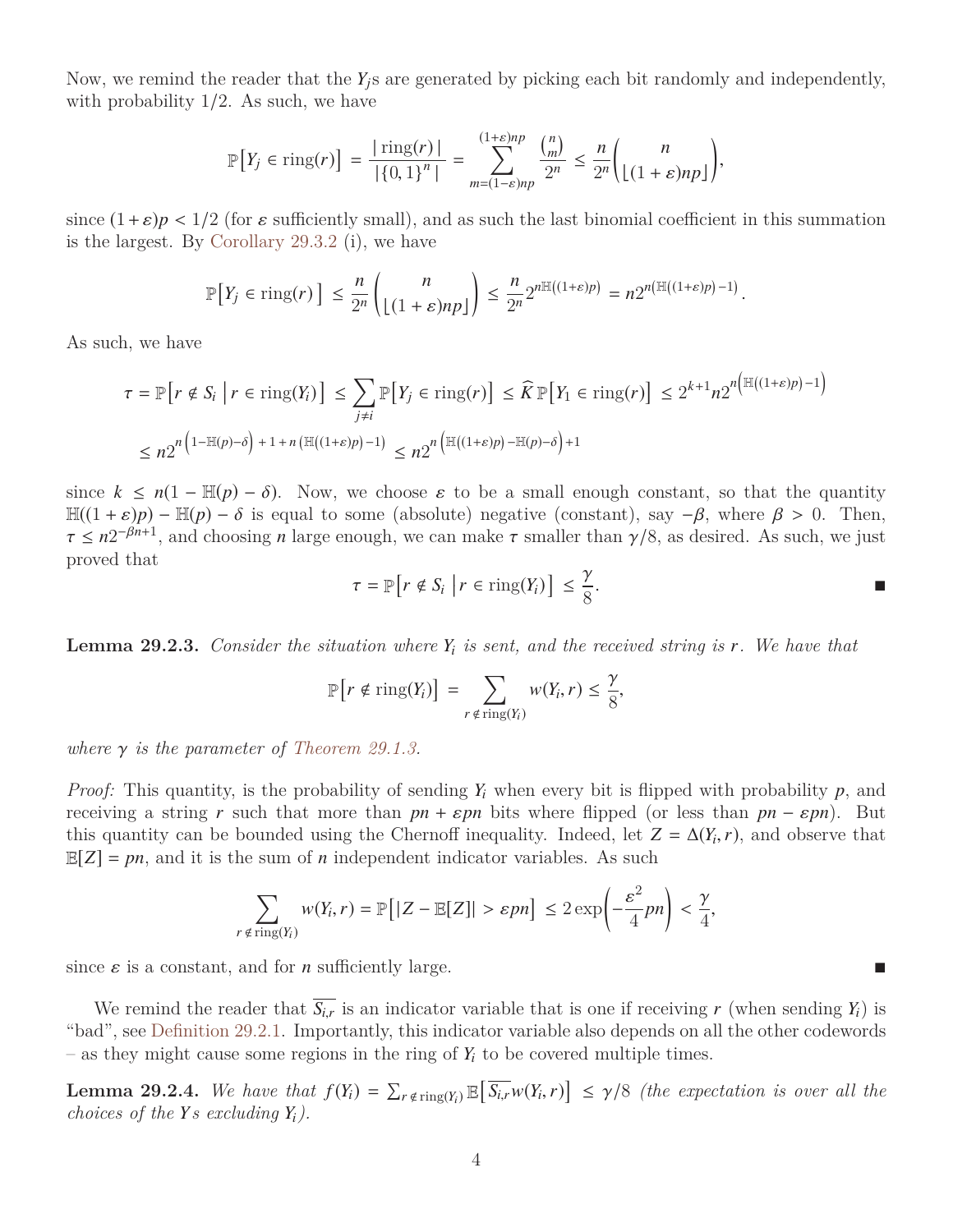Now, we remind the reader that the $Y_j$s are generated by picking each bit randomly and independently, with probability $1/2$. As such, we have

$$\mathbb{P}\big[Y_j \in \mathrm{ring}(r)\big] = \frac{|\,\mathrm{ring}(r)\,|}{|\{0,1\}^n\,|} = \sum_{m=(1-\varepsilon)np}^{(1+\varepsilon)np} \frac{\binom{n}{m}}{2^n} \le \frac{n}{2^n}\binom{n}{\lfloor (1+\varepsilon)np \rfloor},$$

since $(1+\varepsilon)p < 1/2$ (for $\varepsilon$ sufficiently small), and as such the last binomial coefficient in this summation is the largest. By Corollary 29.3.2 (i), we have

$$\mathbb{P}\big[Y_j \in \mathrm{ring}(r)\,\big] \le \frac{n}{2^n}\binom{n}{\lfloor (1+\varepsilon)np \rfloor} \le \frac{n}{2^n} 2^{n\mathbb{H}((1+\varepsilon)p)} = n 2^{n\left(\mathbb{H}((1+\varepsilon)p)-1\right)}.$$

As such, we have

$$\begin{aligned}
\tau = \mathbb{P}\big[r \notin S_i \,\big|\, r \in \mathrm{ring}(Y_i)\big] &\le \sum_{j \neq i} \mathbb{P}\big[Y_j \in \mathrm{ring}(r)\big] \le \widehat{K}\,\mathbb{P}\big[Y_1 \in \mathrm{ring}(r)\big] \le 2^{k+1} n 2^{n\left(\mathbb{H}((1+\varepsilon)p)-1\right)} \\
&\le n 2^{n\left(1-\mathbb{H}(p)-\delta\right) + 1 + n\left(\mathbb{H}((1+\varepsilon)p)-1\right)} \le n 2^{n\left(\mathbb{H}((1+\varepsilon)p) - \mathbb{H}(p) - \delta\right)+1}
\end{aligned}$$

since $k \le n(1 - \mathbb{H}(p) - \delta)$. Now, we choose $\varepsilon$ to be a small enough constant, so that the quantity $\mathbb{H}((1+\varepsilon)p) - \mathbb{H}(p) - \delta$ is equal to some (absolute) negative (constant), say $-\beta$, where $\beta > 0$. Then, $\tau \le n2^{-\beta n+1}$, and choosing $n$ large enough, we can make $\tau$ smaller than $\gamma/8$, as desired. As such, we just proved that

$$\tau = \mathbb{P}\big[r \notin S_i \,\big|\, r \in \mathrm{ring}(Y_i)\big] \le \frac{\gamma}{8}.$$

■

**Lemma 29.2.3.** *Consider the situation where $Y_i$ is sent, and the received string is $r$. We have that*

$$\mathbb{P}\big[r \notin \mathrm{ring}(Y_i)\big] = \sum_{r \notin \mathrm{ring}(Y_i)} w(Y_i, r) \le \frac{\gamma}{8},$$

*where $\gamma$ is the parameter of Theorem 29.1.3.*

*Proof:* This quantity, is the probability of sending $Y_i$ when every bit is flipped with probability $p$, and receiving a string $r$ such that more than $pn + \varepsilon pn$ bits where flipped (or less than $pn - \varepsilon pn$). But this quantity can be bounded using the Chernoff inequality. Indeed, let $Z = \Delta(Y_i, r)$, and observe that $\mathbb{E}[Z] = pn$, and it is the sum of $n$ independent indicator variables. As such

$$\sum_{r \notin \mathrm{ring}(Y_i)} w(Y_i, r) = \mathbb{P}\big[|Z - \mathbb{E}[Z]| > \varepsilon pn\big] \le 2\exp\left(-\frac{\varepsilon^2}{4}pn\right) < \frac{\gamma}{4},$$

since $\varepsilon$ is a constant, and for $n$ sufficiently large. ■

We remind the reader that $\overline{S_{i,r}}$ is an indicator variable that is one if receiving $r$ (when sending $Y_i$) is "bad", see Definition 29.2.1. Importantly, this indicator variable also depends on all the other codewords – as they might cause some regions in the ring of $Y_i$ to be covered multiple times.

**Lemma 29.2.4.** *We have that $f(Y_i) = \sum_{r \notin \mathrm{ring}(Y_i)} \mathbb{E}\big[\overline{S_{i,r}} w(Y_i, r)\big] \le \gamma/8$ (the expectation is over all the choices of the $Y$s excluding $Y_i$).*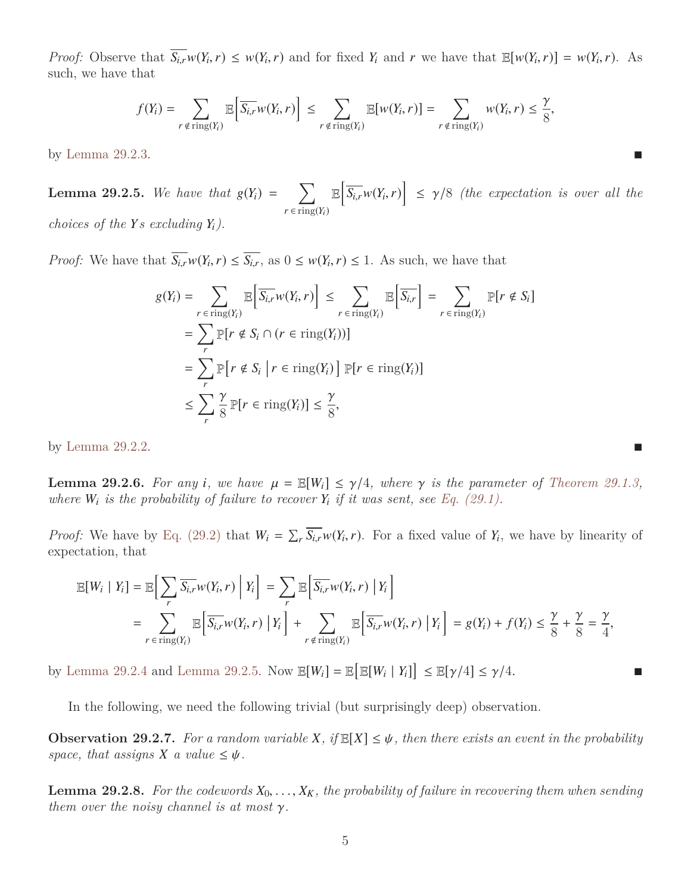*Proof:* Observe that $\overline{S_{i,r}} w(Y_i, r) \leq w(Y_i, r)$ and for fixed $Y_i$ and $r$ we have that $\mathbb{E}[w(Y_i, r)] = w(Y_i, r)$. As such, we have that

$$f(Y_i) = \sum_{r \notin \mathrm{ring}(Y_i)} \mathbb{E}\Big[\overline{S_{i,r}} w(Y_i, r)\Big] \leq \sum_{r \notin \mathrm{ring}(Y_i)} \mathbb{E}[w(Y_i, r)] = \sum_{r \notin \mathrm{ring}(Y_i)} w(Y_i, r) \leq \frac{\gamma}{8},$$

by Lemma 29.2.3. ■

**Lemma 29.2.5.** *We have that* $g(Y_i) = \displaystyle\sum_{r \in \mathrm{ring}(Y_i)} \mathbb{E}\Big[\overline{S_{i,r}} w(Y_i, r)\Big] \leq \gamma/8$ *(the expectation is over all the choices of the Ys excluding* $Y_i$*).*

*Proof:* We have that $\overline{S_{i,r}} w(Y_i, r) \leq \overline{S_{i,r}}$, as $0 \leq w(Y_i, r) \leq 1$. As such, we have that

$$\begin{aligned}
g(Y_i) = \sum_{r \in \mathrm{ring}(Y_i)} \mathbb{E}\Big[\overline{S_{i,r}} w(Y_i, r)\Big] &\leq \sum_{r \in \mathrm{ring}(Y_i)} \mathbb{E}\Big[\overline{S_{i,r}}\Big] = \sum_{r \in \mathrm{ring}(Y_i)} \mathbb{P}[r \notin S_i] \\
&= \sum_{r} \mathbb{P}[r \notin S_i \cap (r \in \mathrm{ring}(Y_i))] \\
&= \sum_{r} \mathbb{P}\big[r \notin S_i \,\big|\, r \in \mathrm{ring}(Y_i)\big] \, \mathbb{P}[r \in \mathrm{ring}(Y_i)] \\
&\leq \sum_{r} \frac{\gamma}{8} \mathbb{P}[r \in \mathrm{ring}(Y_i)] \leq \frac{\gamma}{8},
\end{aligned}$$

by Lemma 29.2.2. ■

**Lemma 29.2.6.** *For any* $i$*, we have* $\mu = \mathbb{E}[W_i] \leq \gamma/4$*, where* $\gamma$ *is the parameter of Theorem 29.1.3, where* $W_i$ *is the probability of failure to recover* $Y_i$ *if it was sent, see Eq. (29.1).*

*Proof:* We have by Eq. (29.2) that $W_i = \sum_r \overline{S_{i,r}} w(Y_i, r)$. For a fixed value of $Y_i$, we have by linearity of expectation, that

$$\begin{aligned}
\mathbb{E}[W_i \mid Y_i] &= \mathbb{E}\Big[\sum_r \overline{S_{i,r}} w(Y_i, r) \,\Big|\, Y_i\Big] = \sum_r \mathbb{E}\Big[\overline{S_{i,r}} w(Y_i, r) \,\big|\, Y_i\Big] \\
&= \sum_{r \in \mathrm{ring}(Y_i)} \mathbb{E}\Big[\overline{S_{i,r}} w(Y_i, r) \,\big|\, Y_i\Big] + \sum_{r \notin \mathrm{ring}(Y_i)} \mathbb{E}\Big[\overline{S_{i,r}} w(Y_i, r) \,\big|\, Y_i\Big] = g(Y_i) + f(Y_i) \leq \frac{\gamma}{8} + \frac{\gamma}{8} = \frac{\gamma}{4},
\end{aligned}$$

by Lemma 29.2.4 and Lemma 29.2.5. Now $\mathbb{E}[W_i] = \mathbb{E}\big[\mathbb{E}[W_i \mid Y_i]\big] \leq \mathbb{E}[\gamma/4] \leq \gamma/4$. ■

In the following, we need the following trivial (but surprisingly deep) observation.

**Observation 29.2.7.** *For a random variable* $X$*, if* $\mathbb{E}[X] \leq \psi$*, then there exists an event in the probability space, that assigns* $X$ *a value* $\leq \psi$*.*

**Lemma 29.2.8.** *For the codewords* $X_0, \ldots, X_K$*, the probability of failure in recovering them when sending them over the noisy channel is at most* $\gamma$*.*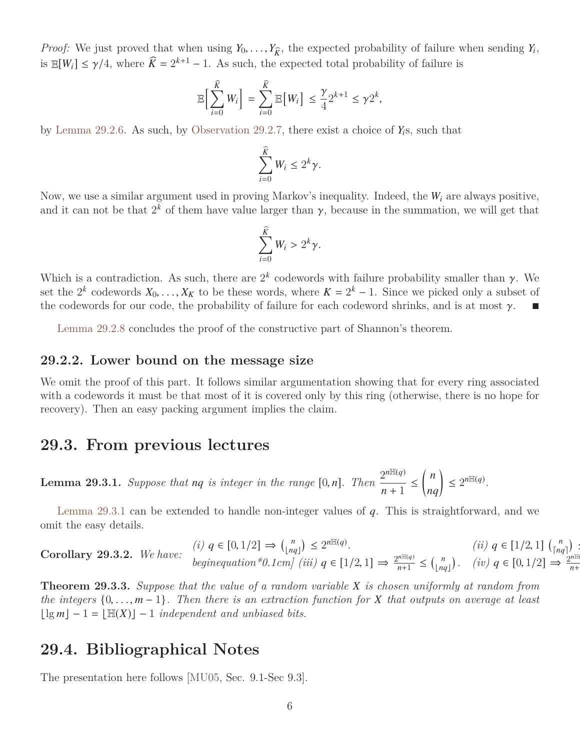*Proof:* We just proved that when using $Y_0, \ldots, Y_{\widehat{K}}$, the expected probability of failure when sending $Y_i$, is $\mathbb{E}[W_i] \le \gamma/4$, where $\widehat{K} = 2^{k+1} - 1$. As such, the expected total probability of failure is

$$\mathbb{E}\Big[\sum_{i=0}^{\widehat{K}} W_i\Big] = \sum_{i=0}^{\widehat{K}} \mathbb{E}\big[W_i\big] \le \frac{\gamma}{4} 2^{k+1} \le \gamma 2^k,$$

by Lemma 29.2.6. As such, by Observation 29.2.7, there exist a choice of $Y_i$s, such that

$$\sum_{i=0}^{\widehat{K}} W_i \le 2^k \gamma.$$

Now, we use a similar argument used in proving Markov's inequality. Indeed, the $W_i$ are always positive, and it can not be that $2^k$ of them have value larger than $\gamma$, because in the summation, we will get that

$$\sum_{i=0}^{\widehat{K}} W_i > 2^k \gamma.$$

Which is a contradiction. As such, there are $2^k$ codewords with failure probability smaller than $\gamma$. We set the $2^k$ codewords $X_0, \ldots, X_K$ to be these words, where $K = 2^k - 1$. Since we picked only a subset of the codewords for our code, the probability of failure for each codeword shrinks, and is at most $\gamma$. ■

Lemma 29.2.8 concludes the proof of the constructive part of Shannon's theorem.

### 29.2.2. Lower bound on the message size

We omit the proof of this part. It follows similar argumentation showing that for every ring associated with a codewords it must be that most of it is covered only by this ring (otherwise, there is no hope for recovery). Then an easy packing argument implies the claim.

## 29.3. From previous lectures

**Lemma 29.3.1.** *Suppose that $nq$ is integer in the range $[0, n]$. Then* $\dfrac{2^{n\mathbb{H}(q)}}{n+1} \le \dbinom{n}{nq} \le 2^{n\mathbb{H}(q)}$.

Lemma 29.3.1 can be extended to handle non-integer values of $q$. This is straightforward, and we omit the easy details.

**Corollary 29.3.2.** *We have:* *(i)* $q \in [0, 1/2] \Rightarrow \binom{n}{\lfloor nq \rfloor} \le 2^{n\mathbb{H}(q)}$. *(ii)* $q \in [1/2, 1]$ $\binom{n}{\lceil nq \rceil}$ ...
*beginequation\*0.1cm] (iii)* $q \in [1/2, 1] \Rightarrow \frac{2^{n\mathbb{H}(q)}}{n+1} \le \binom{n}{\lfloor nq \rfloor}$. *(iv)* $q \in [0, 1/2] \Rightarrow \frac{2^{n\mathbb{H}(q)}}{n+1}$ ...

**Theorem 29.3.3.** *Suppose that the value of a random variable $X$ is chosen uniformly at random from the integers $\{0, \ldots, m-1\}$. Then there is an extraction function for $X$ that outputs on average at least $\lfloor \lg m \rfloor - 1 = \lfloor \mathbb{H}(X) \rfloor - 1$ independent and unbiased bits.*

## 29.4. Bibliographical Notes

The presentation here follows [MU05, Sec. 9.1-Sec 9.3].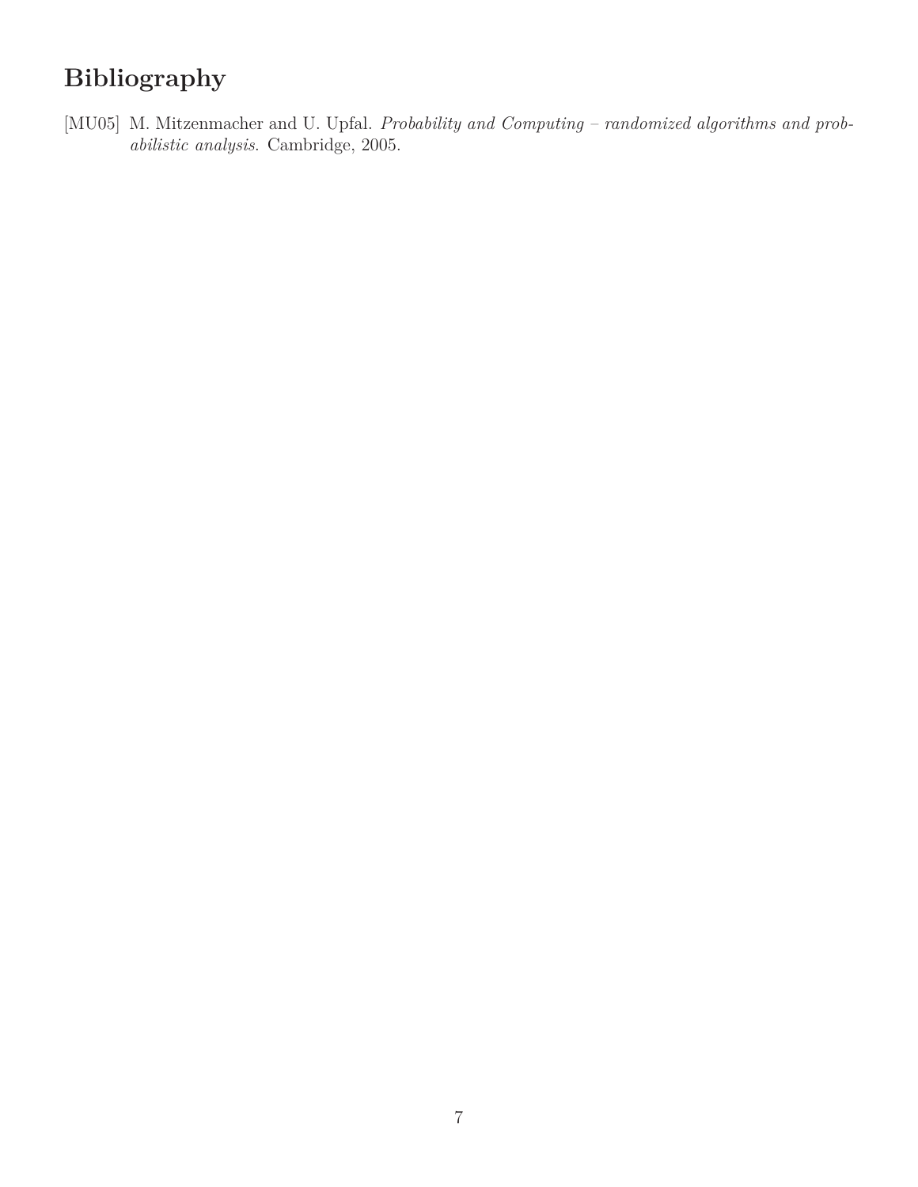# Bibliography

[MU05] M. Mitzenmacher and U. Upfal. *Probability and Computing – randomized algorithms and probabilistic analysis.* Cambridge, 2005.